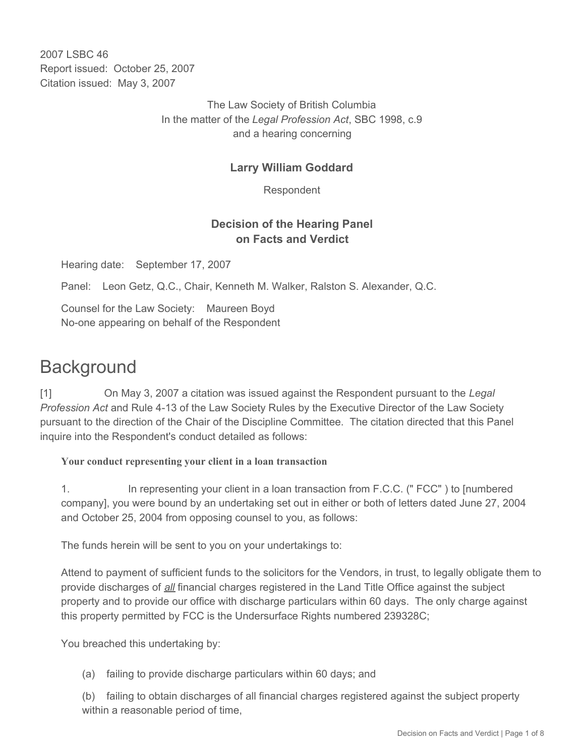2007 LSBC 46
Report issued: October 25, 2007
Citation issued: May 3, 2007

The Law Society of British Columbia
In the matter of the *Legal Profession Act*, SBC 1998, c.9
and a hearing concerning

**Larry William Goddard**

Respondent

**Decision of the Hearing Panel on Facts and Verdict**

Hearing date: September 17, 2007

Panel: Leon Getz, Q.C., Chair, Kenneth M. Walker, Ralston S. Alexander, Q.C.

Counsel for the Law Society: Maureen Boyd
No-one appearing on behalf of the Respondent

# Background

[1] On May 3, 2007 a citation was issued against the Respondent pursuant to the *Legal Profession Act* and Rule 4-13 of the Law Society Rules by the Executive Director of the Law Society pursuant to the direction of the Chair of the Discipline Committee. The citation directed that this Panel inquire into the Respondent's conduct detailed as follows:

> **Your conduct representing your client in a loan transaction**
>
> 1. In representing your client in a loan transaction from F.C.C. (" FCC" ) to [numbered company], you were bound by an undertaking set out in either or both of letters dated June 27, 2004 and October 25, 2004 from opposing counsel to you, as follows:
>
> The funds herein will be sent to you on your undertakings to:
>
> Attend to payment of sufficient funds to the solicitors for the Vendors, in trust, to legally obligate them to provide discharges of ***all*** financial charges registered in the Land Title Office against the subject property and to provide our office with discharge particulars within 60 days. The only charge against this property permitted by FCC is the Undersurface Rights numbered 239328C;
>
> You breached this undertaking by:
>
> (a) failing to provide discharge particulars within 60 days; and
>
> (b) failing to obtain discharges of all financial charges registered against the subject property within a reasonable period of time,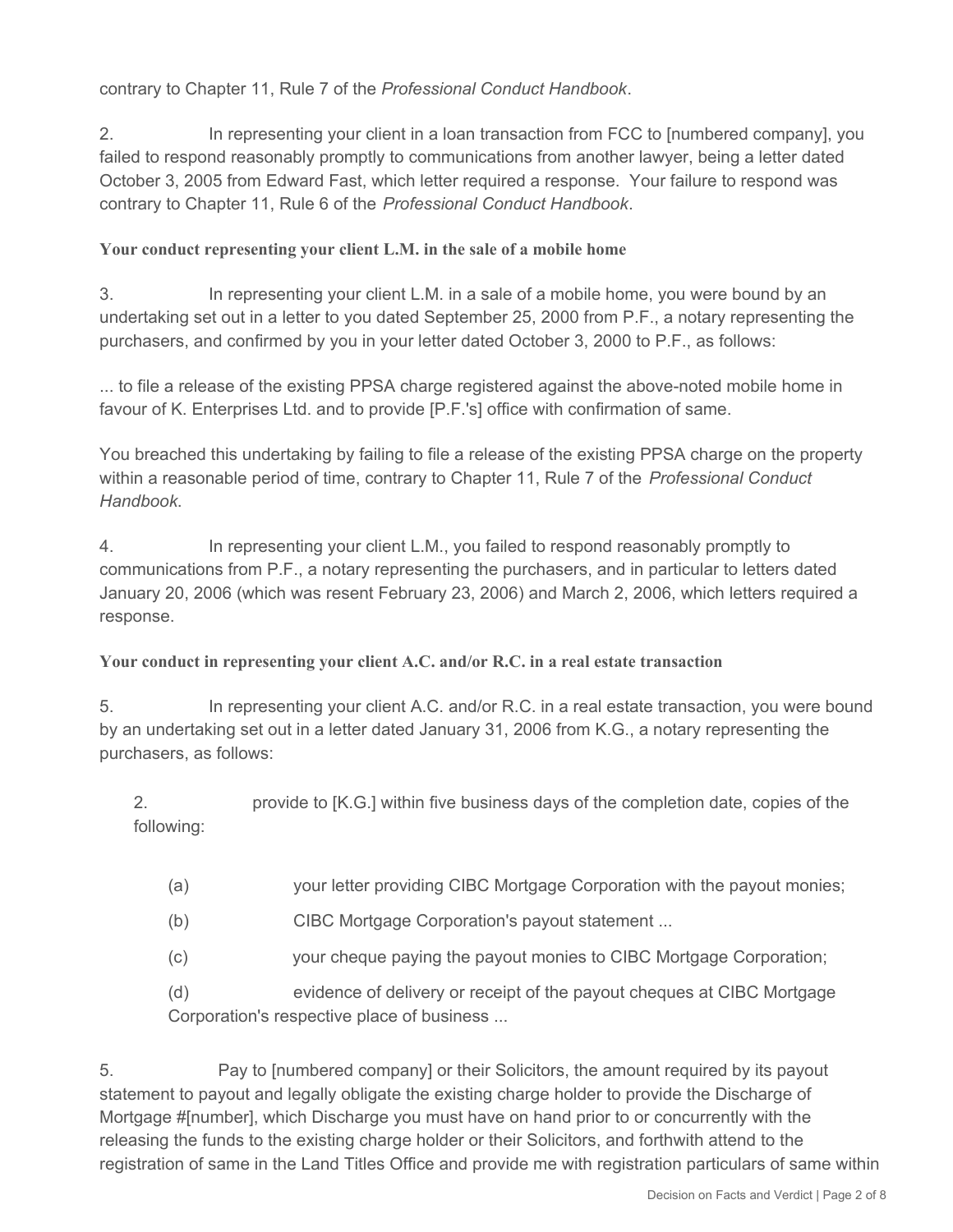contrary to Chapter 11, Rule 7 of the *Professional Conduct Handbook*.

2. In representing your client in a loan transaction from FCC to [numbered company], you failed to respond reasonably promptly to communications from another lawyer, being a letter dated October 3, 2005 from Edward Fast, which letter required a response. Your failure to respond was contrary to Chapter 11, Rule 6 of the *Professional Conduct Handbook*.

**Your conduct representing your client L.M. in the sale of a mobile home**

3. In representing your client L.M. in a sale of a mobile home, you were bound by an undertaking set out in a letter to you dated September 25, 2000 from P.F., a notary representing the purchasers, and confirmed by you in your letter dated October 3, 2000 to P.F., as follows:

... to file a release of the existing PPSA charge registered against the above-noted mobile home in favour of K. Enterprises Ltd. and to provide [P.F.'s] office with confirmation of same.

You breached this undertaking by failing to file a release of the existing PPSA charge on the property within a reasonable period of time, contrary to Chapter 11, Rule 7 of the *Professional Conduct Handbook*.

4. In representing your client L.M., you failed to respond reasonably promptly to communications from P.F., a notary representing the purchasers, and in particular to letters dated January 20, 2006 (which was resent February 23, 2006) and March 2, 2006, which letters required a response.

**Your conduct in representing your client A.C. and/or R.C. in a real estate transaction**

5. In representing your client A.C. and/or R.C. in a real estate transaction, you were bound by an undertaking set out in a letter dated January 31, 2006 from K.G., a notary representing the purchasers, as follows:

> 2. provide to [K.G.] within five business days of the completion date, copies of the following:
>
> (a) your letter providing CIBC Mortgage Corporation with the payout monies;
>
> (b) CIBC Mortgage Corporation's payout statement ...
>
> (c) your cheque paying the payout monies to CIBC Mortgage Corporation;
>
> (d) evidence of delivery or receipt of the payout cheques at CIBC Mortgage Corporation's respective place of business ...

5. Pay to [numbered company] or their Solicitors, the amount required by its payout statement to payout and legally obligate the existing charge holder to provide the Discharge of Mortgage #[number], which Discharge you must have on hand prior to or concurrently with the releasing the funds to the existing charge holder or their Solicitors, and forthwith attend to the registration of same in the Land Titles Office and provide me with registration particulars of same within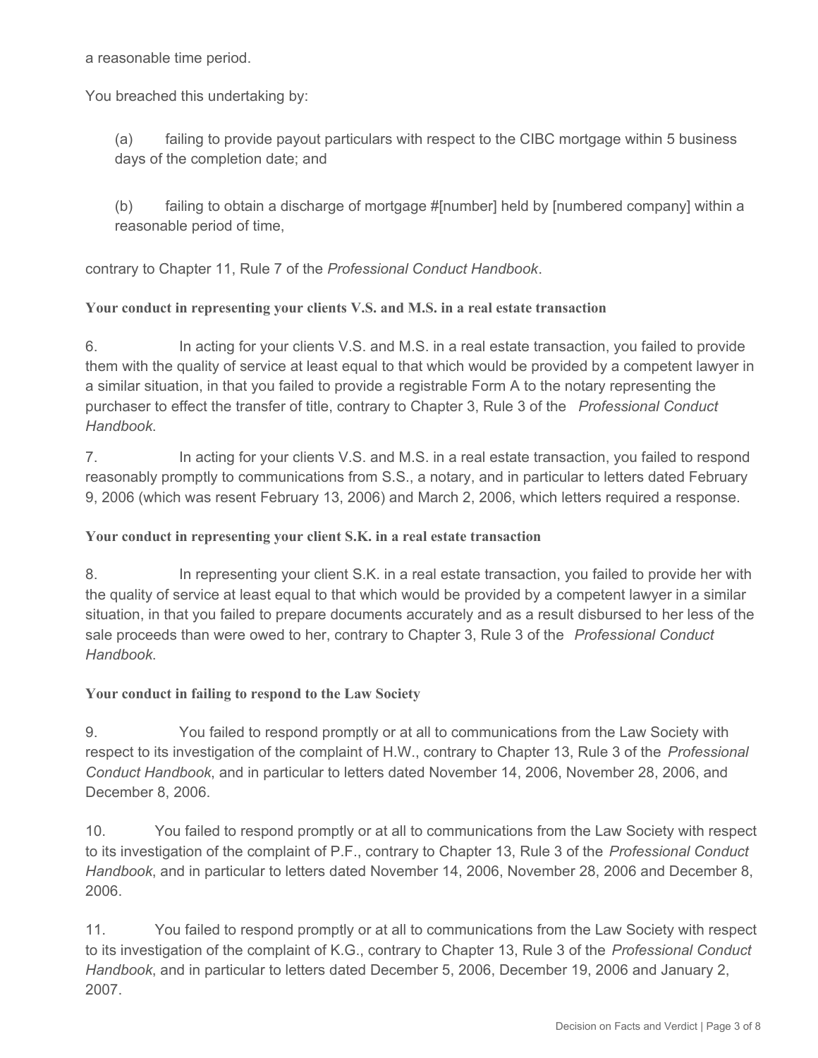a reasonable time period.

You breached this undertaking by:

(a) failing to provide payout particulars with respect to the CIBC mortgage within 5 business days of the completion date; and

(b) failing to obtain a discharge of mortgage #[number] held by [numbered company] within a reasonable period of time,

contrary to Chapter 11, Rule 7 of the *Professional Conduct Handbook*.

**Your conduct in representing your clients V.S. and M.S. in a real estate transaction**

6. In acting for your clients V.S. and M.S. in a real estate transaction, you failed to provide them with the quality of service at least equal to that which would be provided by a competent lawyer in a similar situation, in that you failed to provide a registrable Form A to the notary representing the purchaser to effect the transfer of title, contrary to Chapter 3, Rule 3 of the *Professional Conduct Handbook*.

7. In acting for your clients V.S. and M.S. in a real estate transaction, you failed to respond reasonably promptly to communications from S.S., a notary, and in particular to letters dated February 9, 2006 (which was resent February 13, 2006) and March 2, 2006, which letters required a response.

**Your conduct in representing your client S.K. in a real estate transaction**

8. In representing your client S.K. in a real estate transaction, you failed to provide her with the quality of service at least equal to that which would be provided by a competent lawyer in a similar situation, in that you failed to prepare documents accurately and as a result disbursed to her less of the sale proceeds than were owed to her, contrary to Chapter 3, Rule 3 of the *Professional Conduct Handbook*.

**Your conduct in failing to respond to the Law Society**

9. You failed to respond promptly or at all to communications from the Law Society with respect to its investigation of the complaint of H.W., contrary to Chapter 13, Rule 3 of the *Professional Conduct Handbook*, and in particular to letters dated November 14, 2006, November 28, 2006, and December 8, 2006.

10. You failed to respond promptly or at all to communications from the Law Society with respect to its investigation of the complaint of P.F., contrary to Chapter 13, Rule 3 of the *Professional Conduct Handbook*, and in particular to letters dated November 14, 2006, November 28, 2006 and December 8, 2006.

11. You failed to respond promptly or at all to communications from the Law Society with respect to its investigation of the complaint of K.G., contrary to Chapter 13, Rule 3 of the *Professional Conduct Handbook*, and in particular to letters dated December 5, 2006, December 19, 2006 and January 2, 2007.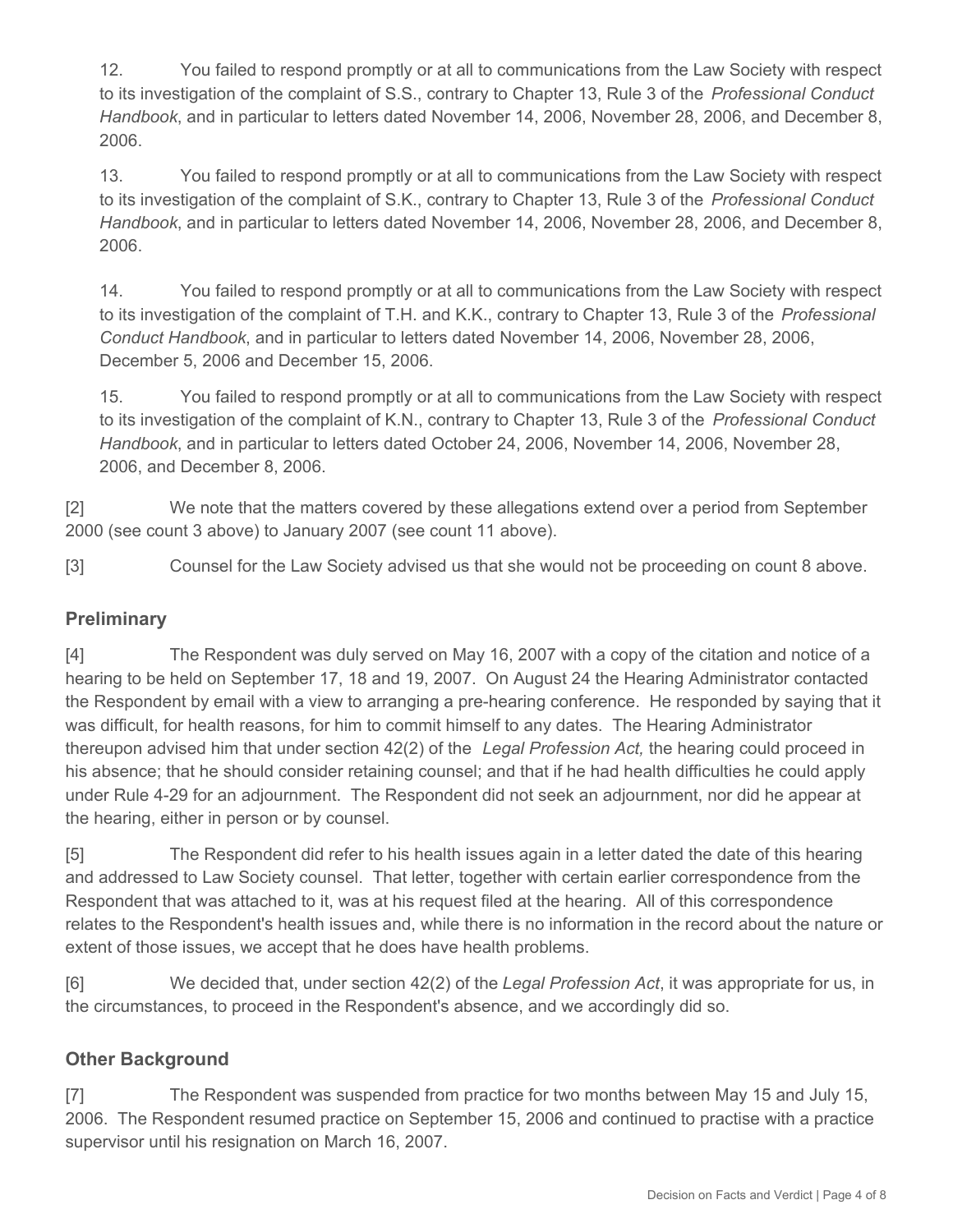12. You failed to respond promptly or at all to communications from the Law Society with respect to its investigation of the complaint of S.S., contrary to Chapter 13, Rule 3 of the *Professional Conduct Handbook*, and in particular to letters dated November 14, 2006, November 28, 2006, and December 8, 2006.

13. You failed to respond promptly or at all to communications from the Law Society with respect to its investigation of the complaint of S.K., contrary to Chapter 13, Rule 3 of the *Professional Conduct Handbook*, and in particular to letters dated November 14, 2006, November 28, 2006, and December 8, 2006.

14. You failed to respond promptly or at all to communications from the Law Society with respect to its investigation of the complaint of T.H. and K.K., contrary to Chapter 13, Rule 3 of the *Professional Conduct Handbook*, and in particular to letters dated November 14, 2006, November 28, 2006, December 5, 2006 and December 15, 2006.

15. You failed to respond promptly or at all to communications from the Law Society with respect to its investigation of the complaint of K.N., contrary to Chapter 13, Rule 3 of the *Professional Conduct Handbook*, and in particular to letters dated October 24, 2006, November 14, 2006, November 28, 2006, and December 8, 2006.

[2] We note that the matters covered by these allegations extend over a period from September 2000 (see count 3 above) to January 2007 (see count 11 above).

[3] Counsel for the Law Society advised us that she would not be proceeding on count 8 above.

## Preliminary

[4] The Respondent was duly served on May 16, 2007 with a copy of the citation and notice of a hearing to be held on September 17, 18 and 19, 2007. On August 24 the Hearing Administrator contacted the Respondent by email with a view to arranging a pre-hearing conference. He responded by saying that it was difficult, for health reasons, for him to commit himself to any dates. The Hearing Administrator thereupon advised him that under section 42(2) of the *Legal Profession Act,* the hearing could proceed in his absence; that he should consider retaining counsel; and that if he had health difficulties he could apply under Rule 4-29 for an adjournment. The Respondent did not seek an adjournment, nor did he appear at the hearing, either in person or by counsel.

[5] The Respondent did refer to his health issues again in a letter dated the date of this hearing and addressed to Law Society counsel. That letter, together with certain earlier correspondence from the Respondent that was attached to it, was at his request filed at the hearing. All of this correspondence relates to the Respondent's health issues and, while there is no information in the record about the nature or extent of those issues, we accept that he does have health problems.

[6] We decided that, under section 42(2) of the *Legal Profession Act*, it was appropriate for us, in the circumstances, to proceed in the Respondent's absence, and we accordingly did so.

## Other Background

[7] The Respondent was suspended from practice for two months between May 15 and July 15, 2006. The Respondent resumed practice on September 15, 2006 and continued to practise with a practice supervisor until his resignation on March 16, 2007.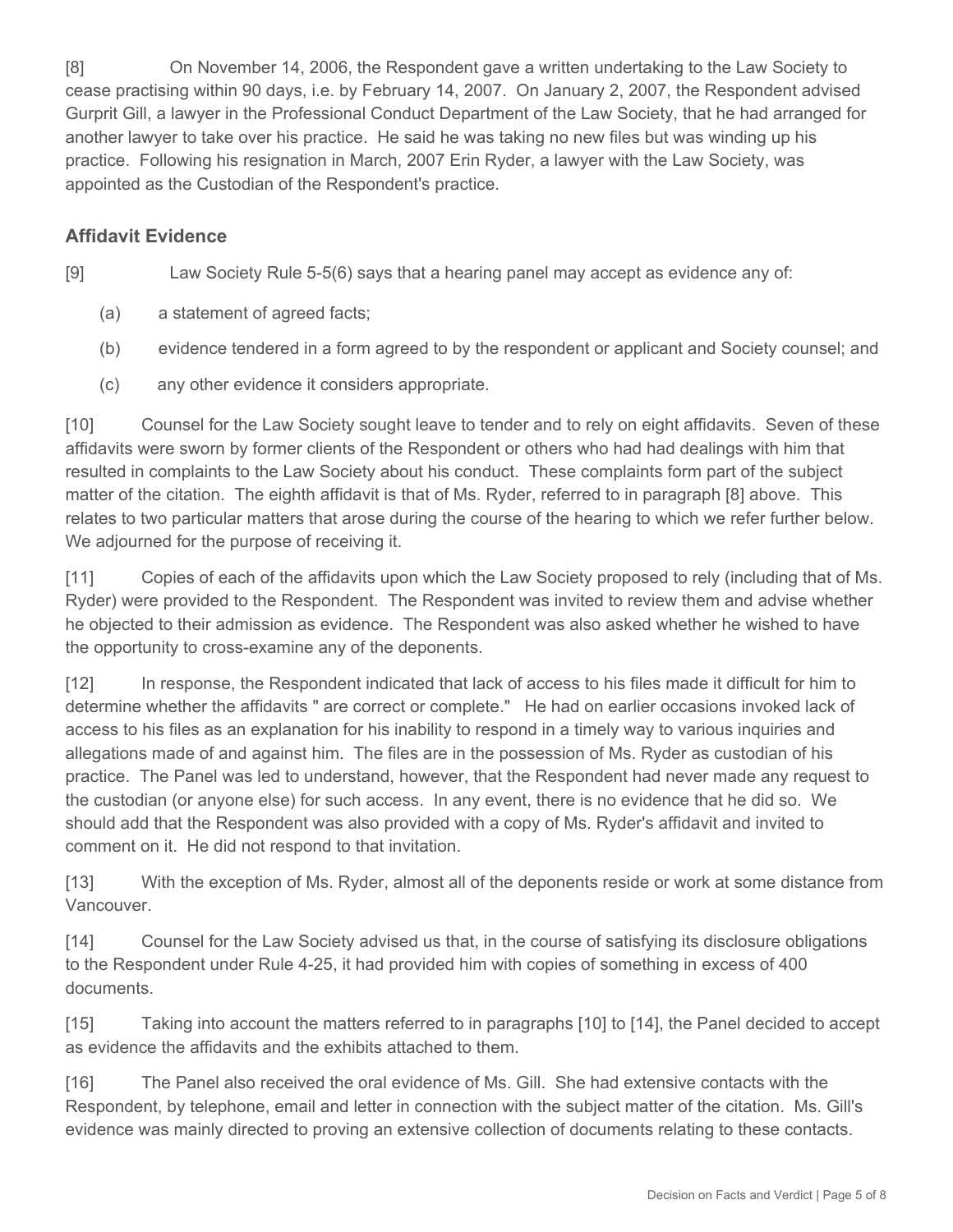[8] On November 14, 2006, the Respondent gave a written undertaking to the Law Society to cease practising within 90 days, i.e. by February 14, 2007. On January 2, 2007, the Respondent advised Gurprit Gill, a lawyer in the Professional Conduct Department of the Law Society, that he had arranged for another lawyer to take over his practice. He said he was taking no new files but was winding up his practice. Following his resignation in March, 2007 Erin Ryder, a lawyer with the Law Society, was appointed as the Custodian of the Respondent's practice.

### Affidavit Evidence

[9] Law Society Rule 5-5(6) says that a hearing panel may accept as evidence any of:

(a) a statement of agreed facts;

(b) evidence tendered in a form agreed to by the respondent or applicant and Society counsel; and

(c) any other evidence it considers appropriate.

[10] Counsel for the Law Society sought leave to tender and to rely on eight affidavits. Seven of these affidavits were sworn by former clients of the Respondent or others who had had dealings with him that resulted in complaints to the Law Society about his conduct. These complaints form part of the subject matter of the citation. The eighth affidavit is that of Ms. Ryder, referred to in paragraph [8] above. This relates to two particular matters that arose during the course of the hearing to which we refer further below. We adjourned for the purpose of receiving it.

[11] Copies of each of the affidavits upon which the Law Society proposed to rely (including that of Ms. Ryder) were provided to the Respondent. The Respondent was invited to review them and advise whether he objected to their admission as evidence. The Respondent was also asked whether he wished to have the opportunity to cross-examine any of the deponents.

[12] In response, the Respondent indicated that lack of access to his files made it difficult for him to determine whether the affidavits " are correct or complete." He had on earlier occasions invoked lack of access to his files as an explanation for his inability to respond in a timely way to various inquiries and allegations made of and against him. The files are in the possession of Ms. Ryder as custodian of his practice. The Panel was led to understand, however, that the Respondent had never made any request to the custodian (or anyone else) for such access. In any event, there is no evidence that he did so. We should add that the Respondent was also provided with a copy of Ms. Ryder's affidavit and invited to comment on it. He did not respond to that invitation.

[13] With the exception of Ms. Ryder, almost all of the deponents reside or work at some distance from Vancouver.

[14] Counsel for the Law Society advised us that, in the course of satisfying its disclosure obligations to the Respondent under Rule 4-25, it had provided him with copies of something in excess of 400 documents.

[15] Taking into account the matters referred to in paragraphs [10] to [14], the Panel decided to accept as evidence the affidavits and the exhibits attached to them.

[16] The Panel also received the oral evidence of Ms. Gill. She had extensive contacts with the Respondent, by telephone, email and letter in connection with the subject matter of the citation. Ms. Gill's evidence was mainly directed to proving an extensive collection of documents relating to these contacts.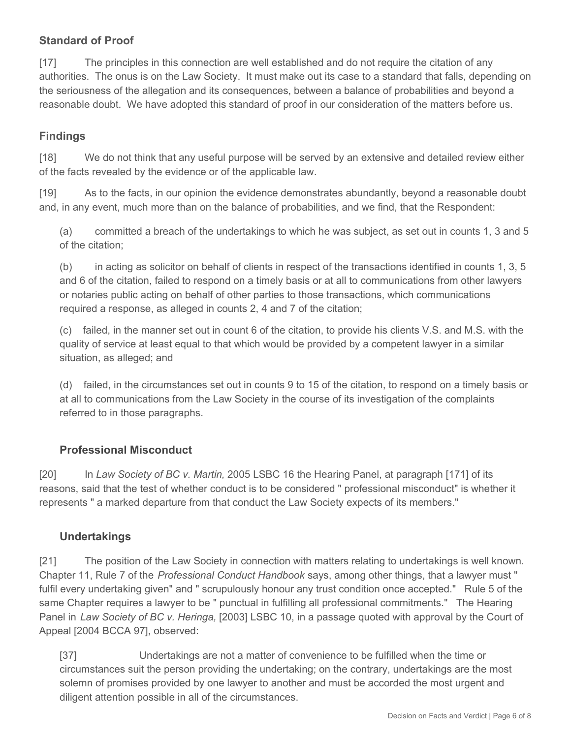## Standard of Proof

[17] The principles in this connection are well established and do not require the citation of any authorities. The onus is on the Law Society. It must make out its case to a standard that falls, depending on the seriousness of the allegation and its consequences, between a balance of probabilities and beyond a reasonable doubt. We have adopted this standard of proof in our consideration of the matters before us.

## Findings

[18] We do not think that any useful purpose will be served by an extensive and detailed review either of the facts revealed by the evidence or of the applicable law.

[19] As to the facts, in our opinion the evidence demonstrates abundantly, beyond a reasonable doubt and, in any event, much more than on the balance of probabilities, and we find, that the Respondent:

> (a) committed a breach of the undertakings to which he was subject, as set out in counts 1, 3 and 5 of the citation;
>
> (b) in acting as solicitor on behalf of clients in respect of the transactions identified in counts 1, 3, 5 and 6 of the citation, failed to respond on a timely basis or at all to communications from other lawyers or notaries public acting on behalf of other parties to those transactions, which communications required a response, as alleged in counts 2, 4 and 7 of the citation;
>
> (c) failed, in the manner set out in count 6 of the citation, to provide his clients V.S. and M.S. with the quality of service at least equal to that which would be provided by a competent lawyer in a similar situation, as alleged; and
>
> (d) failed, in the circumstances set out in counts 9 to 15 of the citation, to respond on a timely basis or at all to communications from the Law Society in the course of its investigation of the complaints referred to in those paragraphs.

### Professional Misconduct

[20] In *Law Society of BC v. Martin,* 2005 LSBC 16 the Hearing Panel, at paragraph [171] of its reasons, said that the test of whether conduct is to be considered " professional misconduct" is whether it represents " a marked departure from that conduct the Law Society expects of its members."

### Undertakings

[21] The position of the Law Society in connection with matters relating to undertakings is well known. Chapter 11, Rule 7 of the *Professional Conduct Handbook* says, among other things, that a lawyer must " fulfil every undertaking given" and " scrupulously honour any trust condition once accepted." Rule 5 of the same Chapter requires a lawyer to be " punctual in fulfilling all professional commitments." The Hearing Panel in *Law Society of BC v. Heringa,* [2003] LSBC 10, in a passage quoted with approval by the Court of Appeal [2004 BCCA 97], observed:

> [37] Undertakings are not a matter of convenience to be fulfilled when the time or circumstances suit the person providing the undertaking; on the contrary, undertakings are the most solemn of promises provided by one lawyer to another and must be accorded the most urgent and diligent attention possible in all of the circumstances.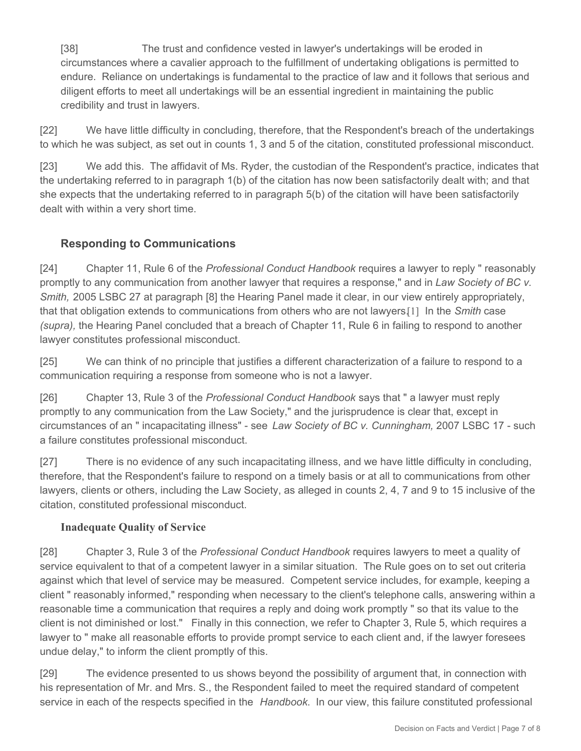> [38] The trust and confidence vested in lawyer's undertakings will be eroded in circumstances where a cavalier approach to the fulfillment of undertaking obligations is permitted to endure. Reliance on undertakings is fundamental to the practice of law and it follows that serious and diligent efforts to meet all undertakings will be an essential ingredient in maintaining the public credibility and trust in lawyers.

[22] We have little difficulty in concluding, therefore, that the Respondent's breach of the undertakings to which he was subject, as set out in counts 1, 3 and 5 of the citation, constituted professional misconduct.

[23] We add this. The affidavit of Ms. Ryder, the custodian of the Respondent's practice, indicates that the undertaking referred to in paragraph 1(b) of the citation has now been satisfactorily dealt with; and that she expects that the undertaking referred to in paragraph 5(b) of the citation will have been satisfactorily dealt with within a very short time.

## Responding to Communications

[24] Chapter 11, Rule 6 of the *Professional Conduct Handbook* requires a lawyer to reply " reasonably promptly to any communication from another lawyer that requires a response," and in *Law Society of BC v. Smith,* 2005 LSBC 27 at paragraph [8] the Hearing Panel made it clear, in our view entirely appropriately, that that obligation extends to communications from others who are not lawyers.[1] In the *Smith* case *(supra),* the Hearing Panel concluded that a breach of Chapter 11, Rule 6 in failing to respond to another lawyer constitutes professional misconduct.

[25] We can think of no principle that justifies a different characterization of a failure to respond to a communication requiring a response from someone who is not a lawyer.

[26] Chapter 13, Rule 3 of the *Professional Conduct Handbook* says that " a lawyer must reply promptly to any communication from the Law Society," and the jurisprudence is clear that, except in circumstances of an " incapacitating illness" - see *Law Society of BC v. Cunningham,* 2007 LSBC 17 - such a failure constitutes professional misconduct.

[27] There is no evidence of any such incapacitating illness, and we have little difficulty in concluding, therefore, that the Respondent's failure to respond on a timely basis or at all to communications from other lawyers, clients or others, including the Law Society, as alleged in counts 2, 4, 7 and 9 to 15 inclusive of the citation, constituted professional misconduct.

## Inadequate Quality of Service

[28] Chapter 3, Rule 3 of the *Professional Conduct Handbook* requires lawyers to meet a quality of service equivalent to that of a competent lawyer in a similar situation. The Rule goes on to set out criteria against which that level of service may be measured. Competent service includes, for example, keeping a client " reasonably informed," responding when necessary to the client's telephone calls, answering within a reasonable time a communication that requires a reply and doing work promptly " so that its value to the client is not diminished or lost." Finally in this connection, we refer to Chapter 3, Rule 5, which requires a lawyer to " make all reasonable efforts to provide prompt service to each client and, if the lawyer foresees undue delay," to inform the client promptly of this.

[29] The evidence presented to us shows beyond the possibility of argument that, in connection with his representation of Mr. and Mrs. S., the Respondent failed to meet the required standard of competent service in each of the respects specified in the *Handbook*. In our view, this failure constituted professional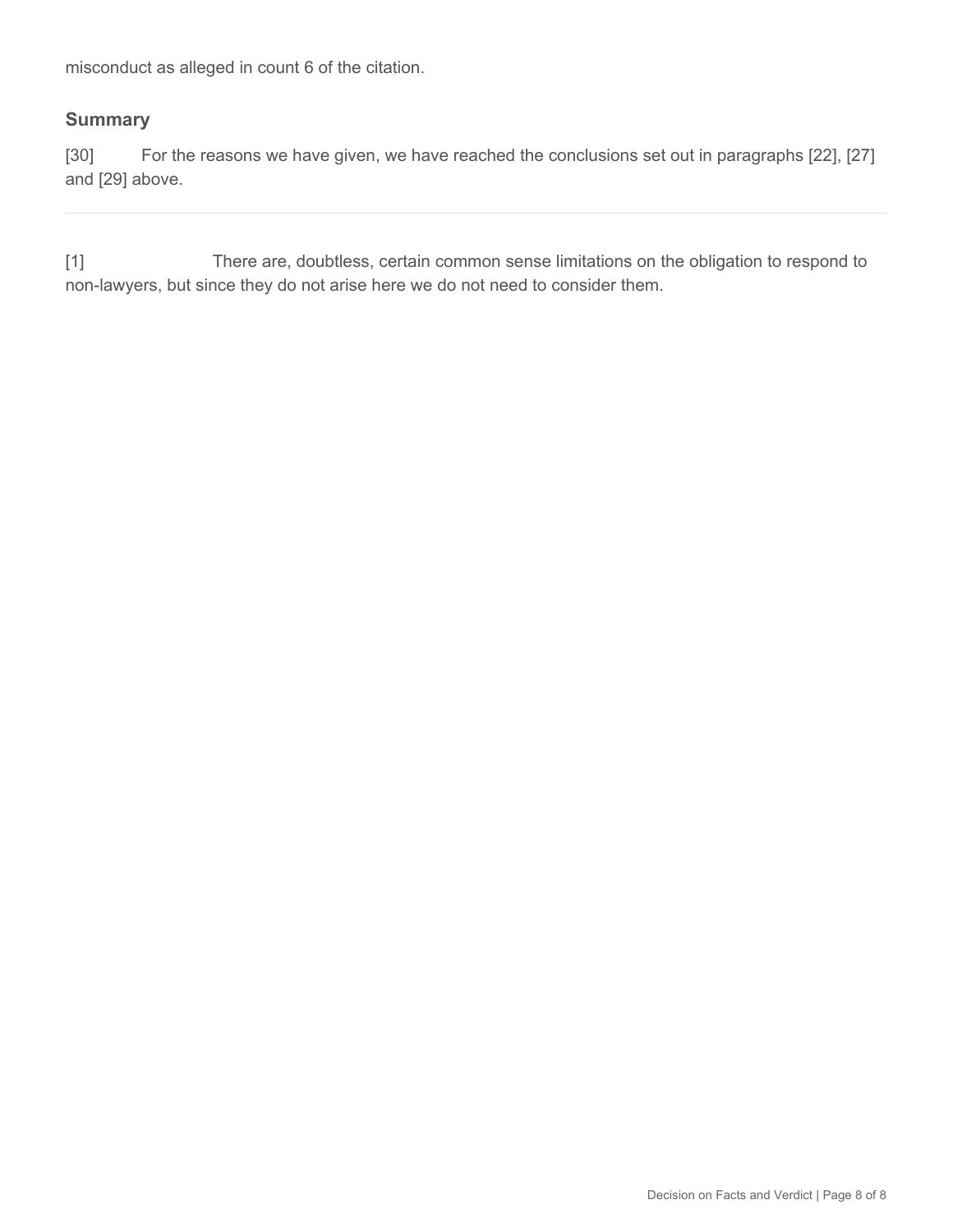misconduct as alleged in count 6 of the citation.

## Summary

[30] For the reasons we have given, we have reached the conclusions set out in paragraphs [22], [27] and [29] above.

---

[1] There are, doubtless, certain common sense limitations on the obligation to respond to non-lawyers, but since they do not arise here we do not need to consider them.